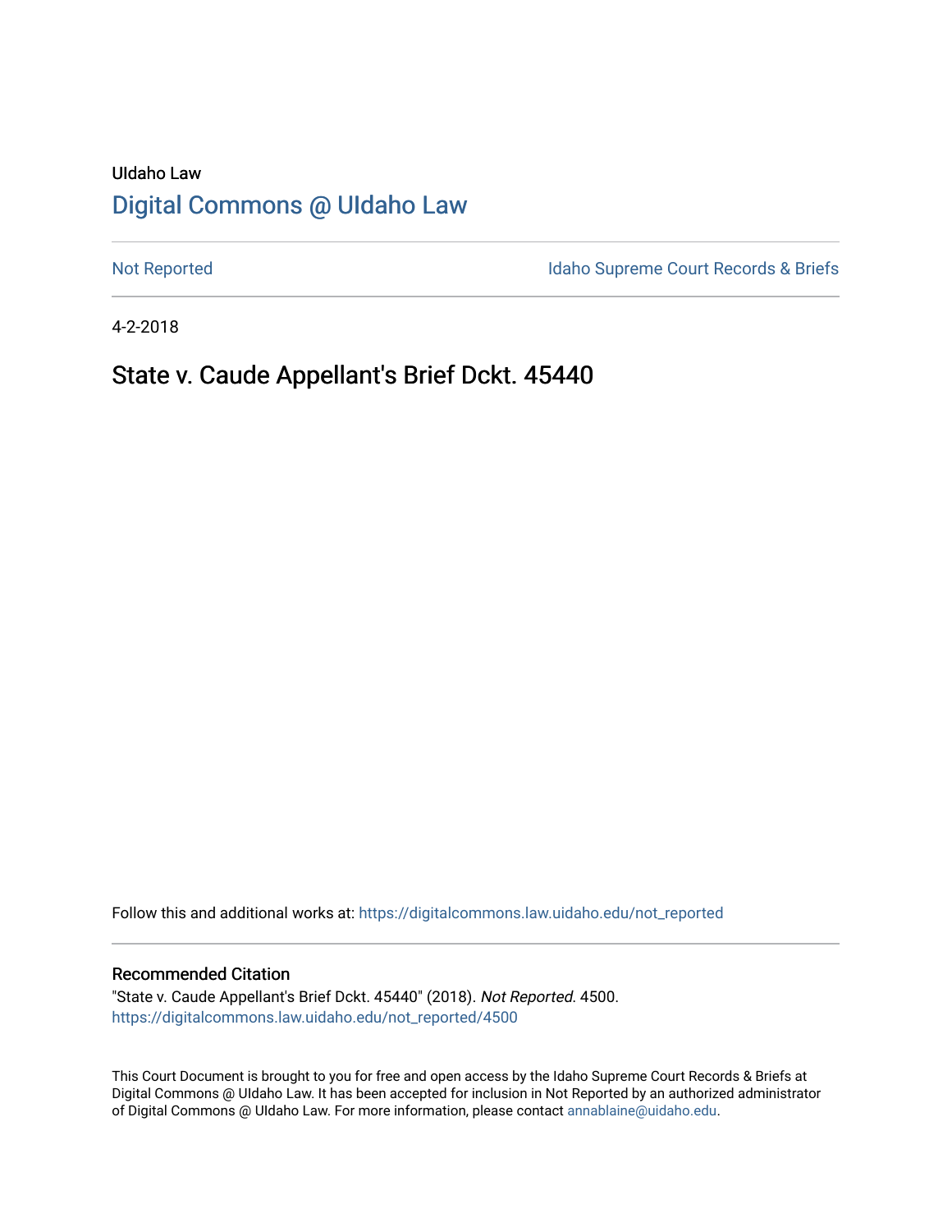UIdaho Law

# Digital Commons @ UIdaho Law

Not Reported

Idaho Supreme Court Records & Briefs

4-2-2018

## State v. Caude Appellant's Brief Dckt. 45440

Follow this and additional works at: https://digitalcommons.law.uidaho.edu/not_reported

### Recommended Citation

"State v. Caude Appellant's Brief Dckt. 45440" (2018). *Not Reported*. 4500.
https://digitalcommons.law.uidaho.edu/not_reported/4500

This Court Document is brought to you for free and open access by the Idaho Supreme Court Records & Briefs at Digital Commons @ UIdaho Law. It has been accepted for inclusion in Not Reported by an authorized administrator of Digital Commons @ UIdaho Law. For more information, please contact annablaine@uidaho.edu.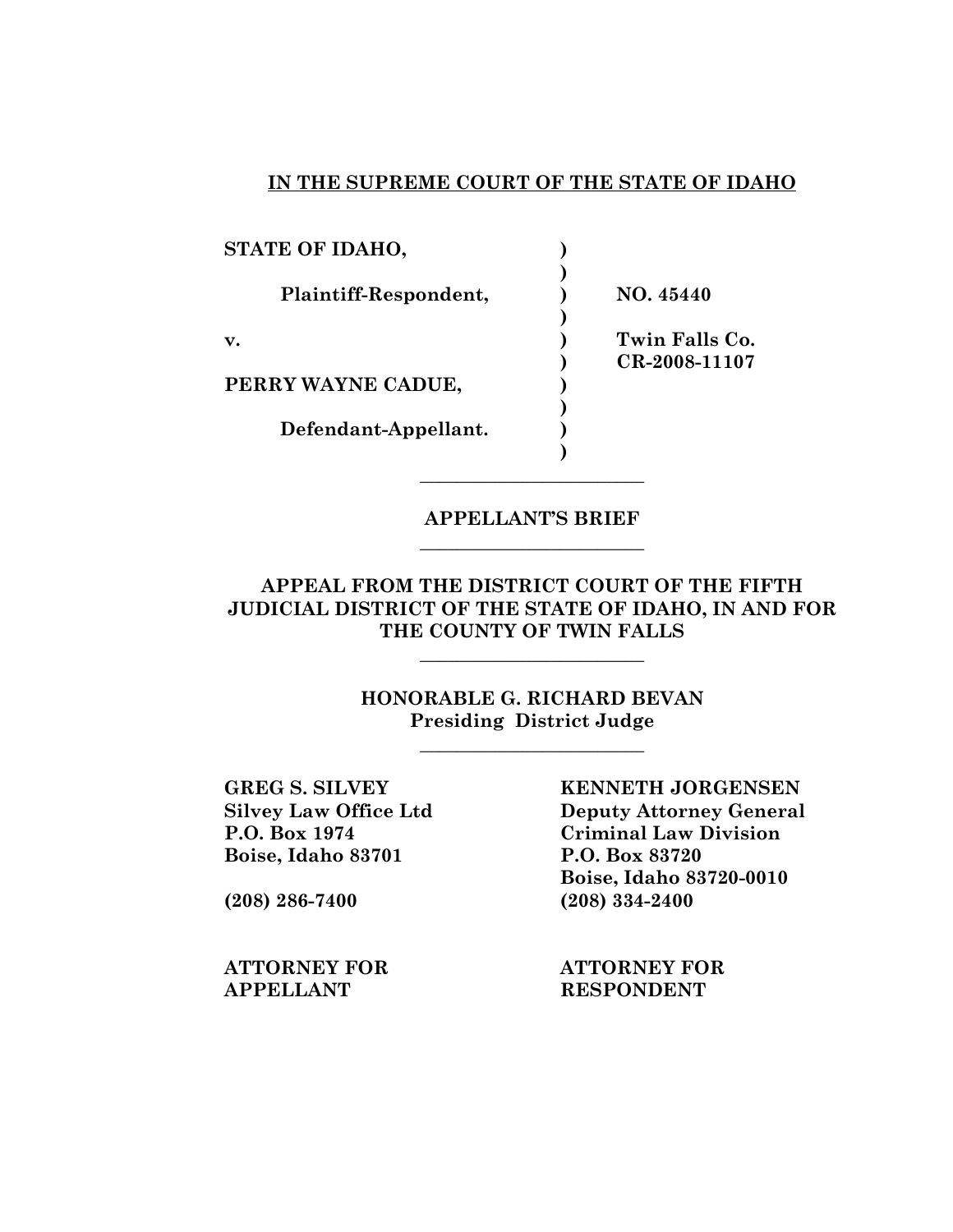**IN THE SUPREME COURT OF THE STATE OF IDAHO**

| | | |
|---|---|---|
| **STATE OF IDAHO,** | **)** | |
| | **)** | |
| **Plaintiff-Respondent,** | **)** | **NO. 45440** |
| | **)** | |
| **v.** | **)** | **Twin Falls Co.** |
| | **)** | **CR-2008-11107** |
| **PERRY WAYNE CADUE,** | **)** | |
| | **)** | |
| **Defendant-Appellant.** | **)** | |
| | **)** | |

---

**APPELLANT'S BRIEF**

---

**APPEAL FROM THE DISTRICT COURT OF THE FIFTH JUDICIAL DISTRICT OF THE STATE OF IDAHO, IN AND FOR THE COUNTY OF TWIN FALLS**

---

**HONORABLE G. RICHARD BEVAN**
**Presiding District Judge**

---

**GREG S. SILVEY**
**Silvey Law Office Ltd**
**P.O. Box 1974**
**Boise, Idaho 83701**

**(208) 286-7400**

**ATTORNEY FOR APPELLANT**

**KENNETH JORGENSEN**
**Deputy Attorney General**
**Criminal Law Division**
**P.O. Box 83720**
**Boise, Idaho 83720-0010**
**(208) 334-2400**

**ATTORNEY FOR RESPONDENT**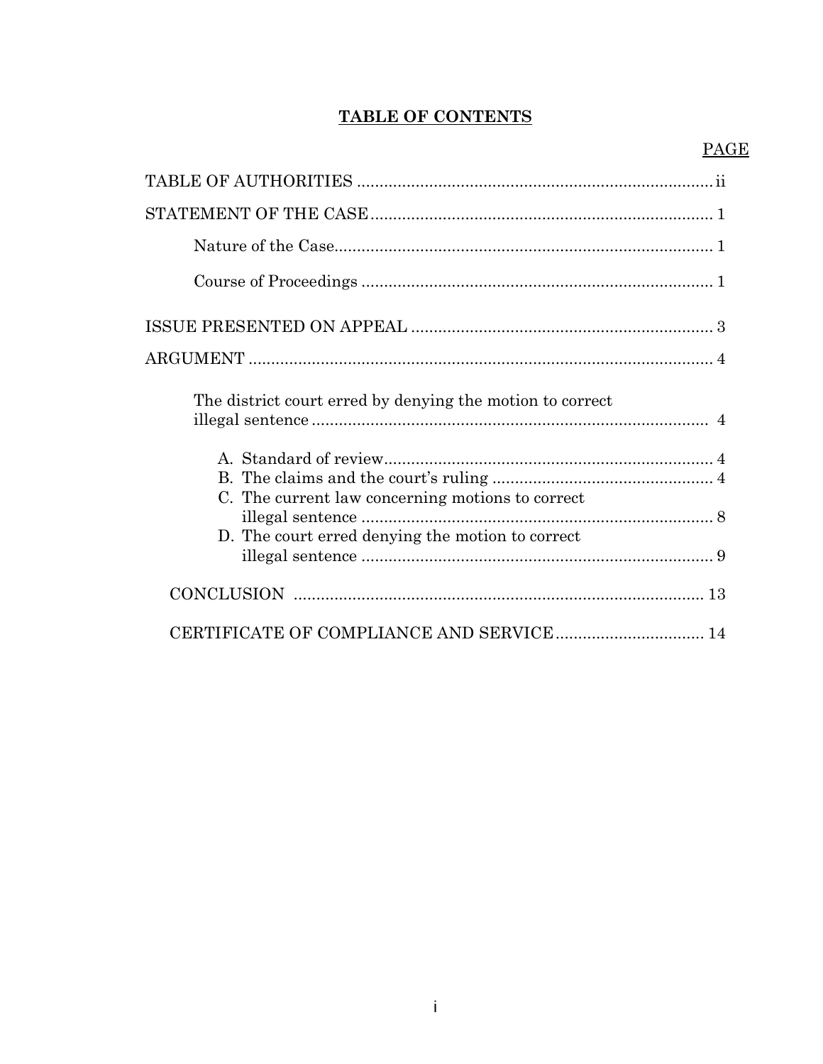# TABLE OF CONTENTS

| | PAGE |
|---|---|
| TABLE OF AUTHORITIES | ii |
| STATEMENT OF THE CASE | 1 |
| Nature of the Case | 1 |
| Course of Proceedings | 1 |
| ISSUE PRESENTED ON APPEAL | 3 |
| ARGUMENT | 4 |
| The district court erred by denying the motion to correct illegal sentence | 4 |
| A. Standard of review | 4 |
| B. The claims and the court's ruling | 4 |
| C. The current law concerning motions to correct illegal sentence | 8 |
| D. The court erred denying the motion to correct illegal sentence | 9 |
| CONCLUSION | 13 |
| CERTIFICATE OF COMPLIANCE AND SERVICE | 14 |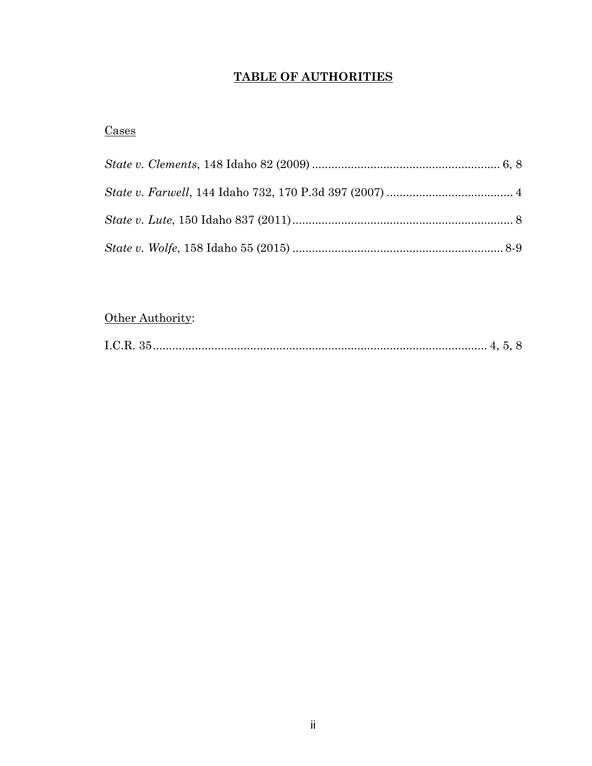# **TABLE OF AUTHORITIES**

Cases

*State v. Clements*, 148 Idaho 82 (2009) .......................................................... 6, 8

*State v. Farwell*, 144 Idaho 732, 170 P.3d 397 (2007) ....................................... 4

*State v. Lute*, 150 Idaho 837 (2011) .................................................................... 8

*State v. Wolfe*, 158 Idaho 55 (2015) ................................................................. 8-9

Other Authority:

I.C.R. 35 ....................................................................................................... 4, 5, 8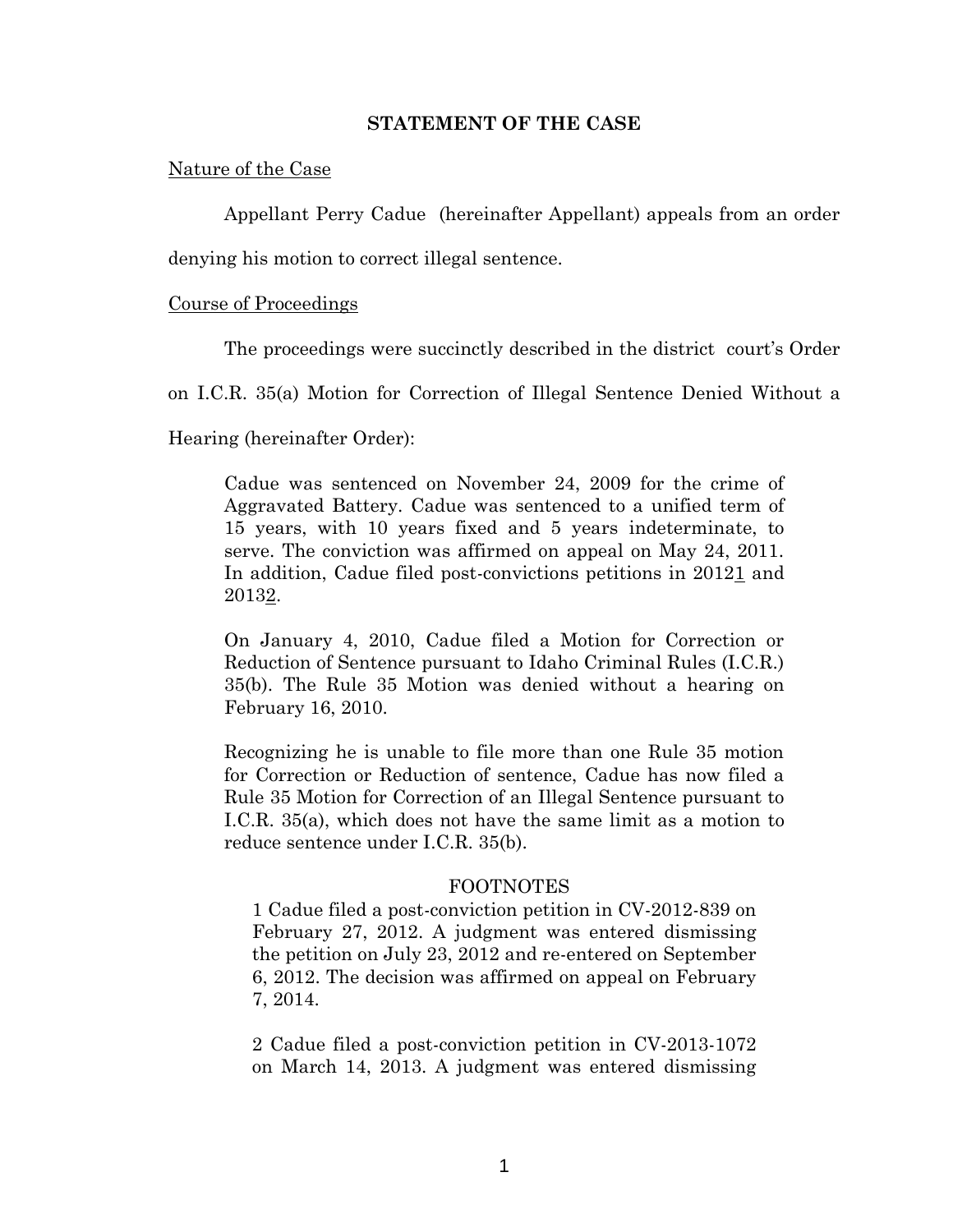## STATEMENT OF THE CASE

Nature of the Case

Appellant Perry Cadue (hereinafter Appellant) appeals from an order denying his motion to correct illegal sentence.

Course of Proceedings

The proceedings were succinctly described in the district court's Order on I.C.R. 35(a) Motion for Correction of Illegal Sentence Denied Without a Hearing (hereinafter Order):

> Cadue was sentenced on November 24, 2009 for the crime of Aggravated Battery. Cadue was sentenced to a unified term of 15 years, with 10 years fixed and 5 years indeterminate, to serve. The conviction was affirmed on appeal on May 24, 2011. In addition, Cadue filed post-convictions petitions in 2012[1] and 2013[2].
>
> On January 4, 2010, Cadue filed a Motion for Correction or Reduction of Sentence pursuant to Idaho Criminal Rules (I.C.R.) 35(b). The Rule 35 Motion was denied without a hearing on February 16, 2010.
>
> Recognizing he is unable to file more than one Rule 35 motion for Correction or Reduction of sentence, Cadue has now filed a Rule 35 Motion for Correction of an Illegal Sentence pursuant to I.C.R. 35(a), which does not have the same limit as a motion to reduce sentence under I.C.R. 35(b).
>
> FOOTNOTES
>
> 1 Cadue filed a post-conviction petition in CV-2012-839 on February 27, 2012. A judgment was entered dismissing the petition on July 23, 2012 and re-entered on September 6, 2012. The decision was affirmed on appeal on February 7, 2014.
>
> 2 Cadue filed a post-conviction petition in CV-2013-1072 on March 14, 2013. A judgment was entered dismissing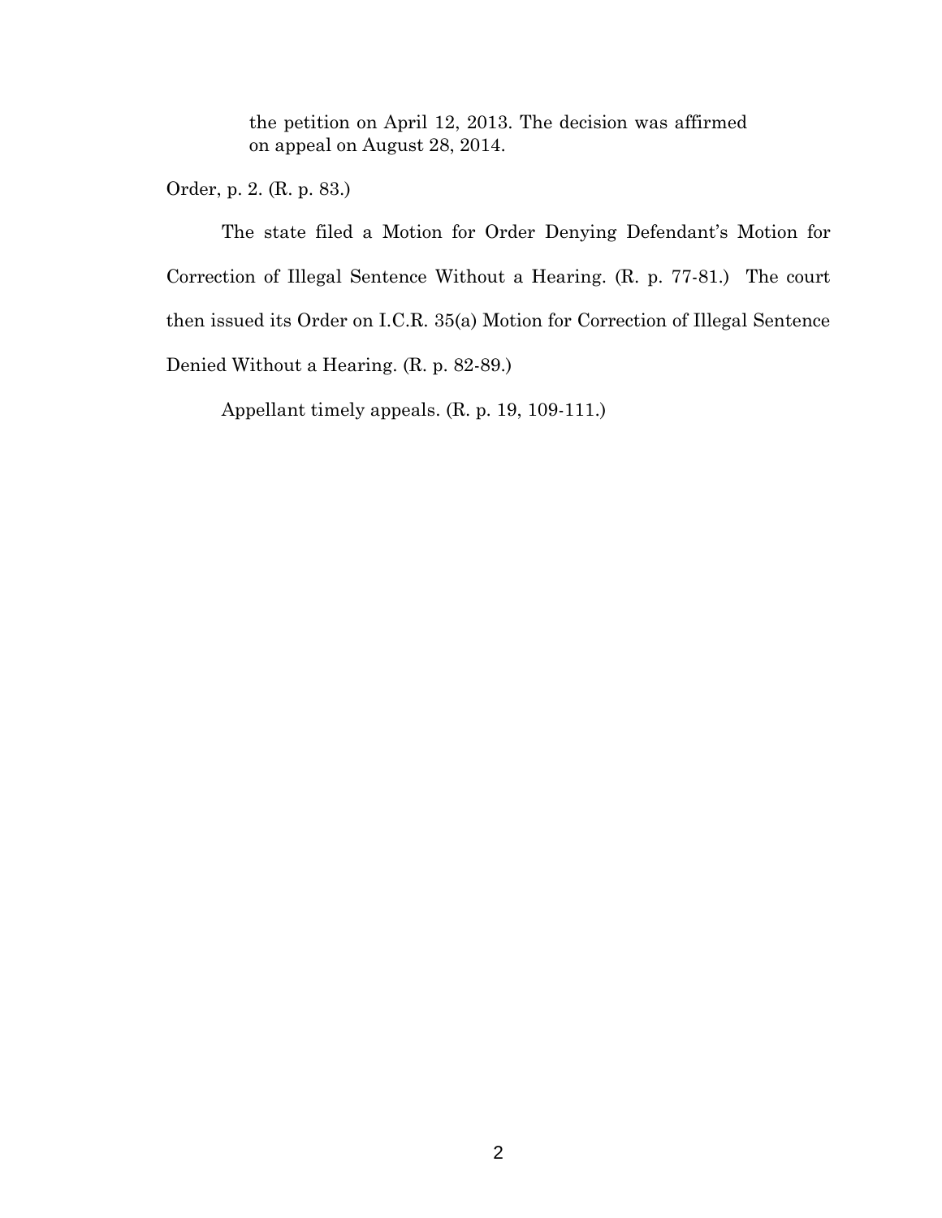> the petition on April 12, 2013. The decision was affirmed on appeal on August 28, 2014.

Order, p. 2. (R. p. 83.)

The state filed a Motion for Order Denying Defendant's Motion for Correction of Illegal Sentence Without a Hearing. (R. p. 77-81.) The court then issued its Order on I.C.R. 35(a) Motion for Correction of Illegal Sentence Denied Without a Hearing. (R. p. 82-89.)

Appellant timely appeals. (R. p. 19, 109-111.)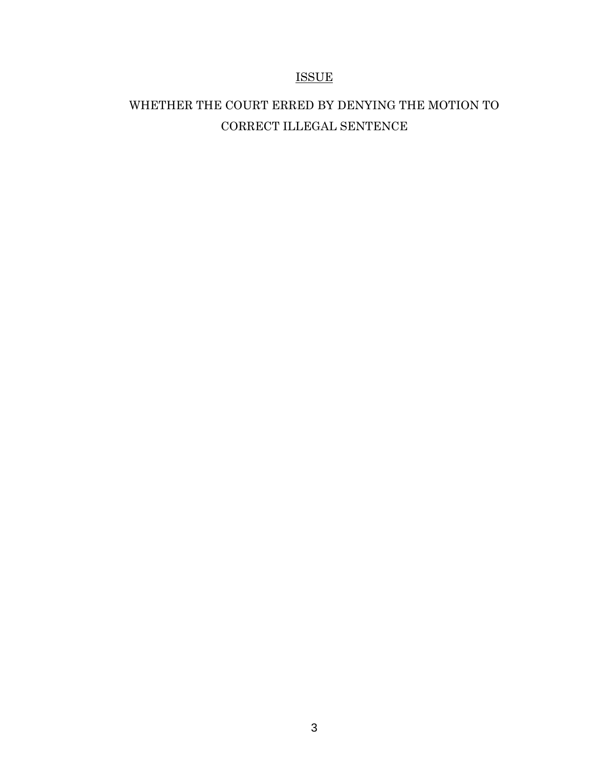## ISSUE

WHETHER THE COURT ERRED BY DENYING THE MOTION TO CORRECT ILLEGAL SENTENCE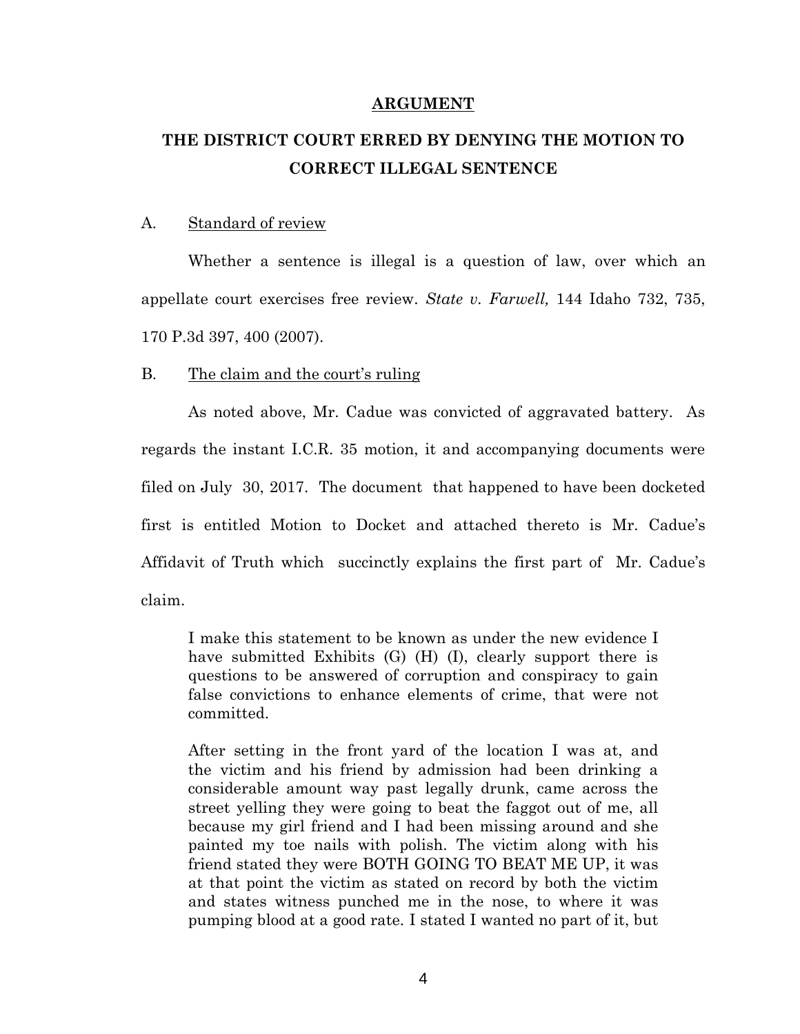## ARGUMENT

### THE DISTRICT COURT ERRED BY DENYING THE MOTION TO CORRECT ILLEGAL SENTENCE

A. Standard of review

Whether a sentence is illegal is a question of law, over which an appellate court exercises free review. *State v. Farwell,* 144 Idaho 732, 735, 170 P.3d 397, 400 (2007).

B. The claim and the court's ruling

As noted above, Mr. Cadue was convicted of aggravated battery. As regards the instant I.C.R. 35 motion, it and accompanying documents were filed on July 30, 2017. The document that happened to have been docketed first is entitled Motion to Docket and attached thereto is Mr. Cadue's Affidavit of Truth which succinctly explains the first part of Mr. Cadue's claim.

> I make this statement to be known as under the new evidence I have submitted Exhibits (G) (H) (I), clearly support there is questions to be answered of corruption and conspiracy to gain false convictions to enhance elements of crime, that were not committed.
>
> After setting in the front yard of the location I was at, and the victim and his friend by admission had been drinking a considerable amount way past legally drunk, came across the street yelling they were going to beat the faggot out of me, all because my girl friend and I had been missing around and she painted my toe nails with polish. The victim along with his friend stated they were BOTH GOING TO BEAT ME UP, it was at that point the victim as stated on record by both the victim and states witness punched me in the nose, to where it was pumping blood at a good rate. I stated I wanted no part of it, but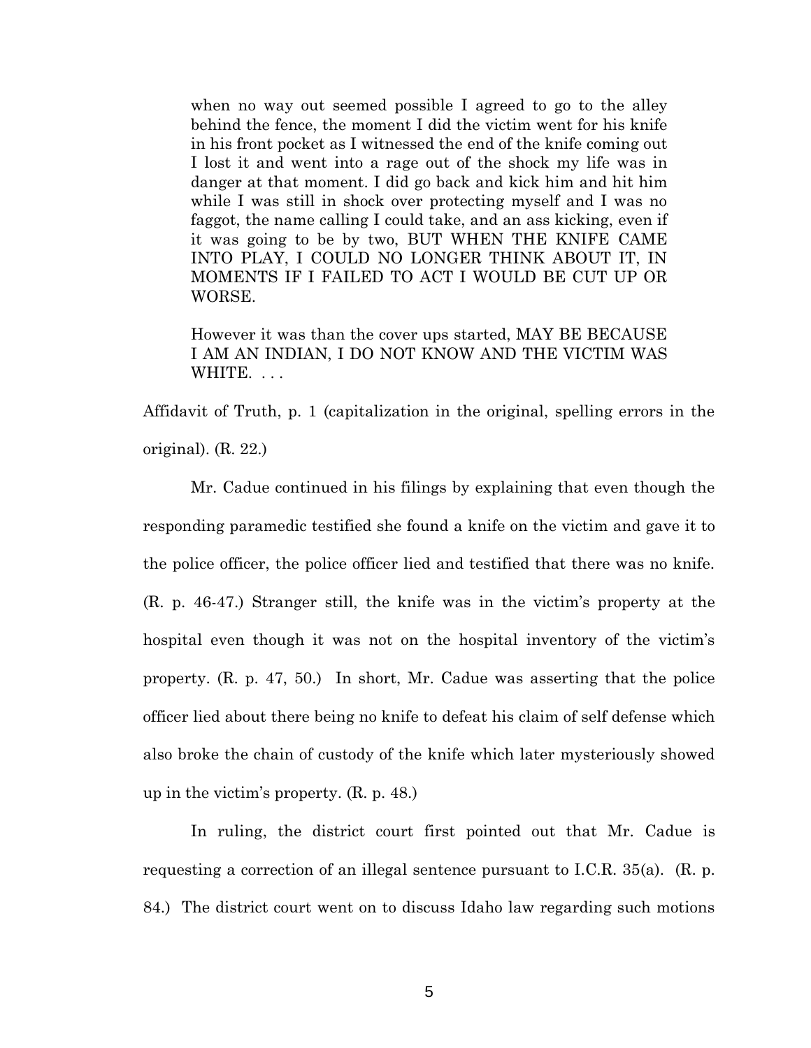> when no way out seemed possible I agreed to go to the alley behind the fence, the moment I did the victim went for his knife in his front pocket as I witnessed the end of the knife coming out I lost it and went into a rage out of the shock my life was in danger at that moment. I did go back and kick him and hit him while I was still in shock over protecting myself and I was no faggot, the name calling I could take, and an ass kicking, even if it was going to be by two, BUT WHEN THE KNIFE CAME INTO PLAY, I COULD NO LONGER THINK ABOUT IT, IN MOMENTS IF I FAILED TO ACT I WOULD BE CUT UP OR WORSE.
>
> However it was than the cover ups started, MAY BE BECAUSE I AM AN INDIAN, I DO NOT KNOW AND THE VICTIM WAS WHITE. . . .

Affidavit of Truth, p. 1 (capitalization in the original, spelling errors in the original). (R. 22.)

Mr. Cadue continued in his filings by explaining that even though the responding paramedic testified she found a knife on the victim and gave it to the police officer, the police officer lied and testified that there was no knife. (R. p. 46-47.) Stranger still, the knife was in the victim's property at the hospital even though it was not on the hospital inventory of the victim's property. (R. p. 47, 50.) In short, Mr. Cadue was asserting that the police officer lied about there being no knife to defeat his claim of self defense which also broke the chain of custody of the knife which later mysteriously showed up in the victim's property. (R. p. 48.)

In ruling, the district court first pointed out that Mr. Cadue is requesting a correction of an illegal sentence pursuant to I.C.R. 35(a). (R. p. 84.) The district court went on to discuss Idaho law regarding such motions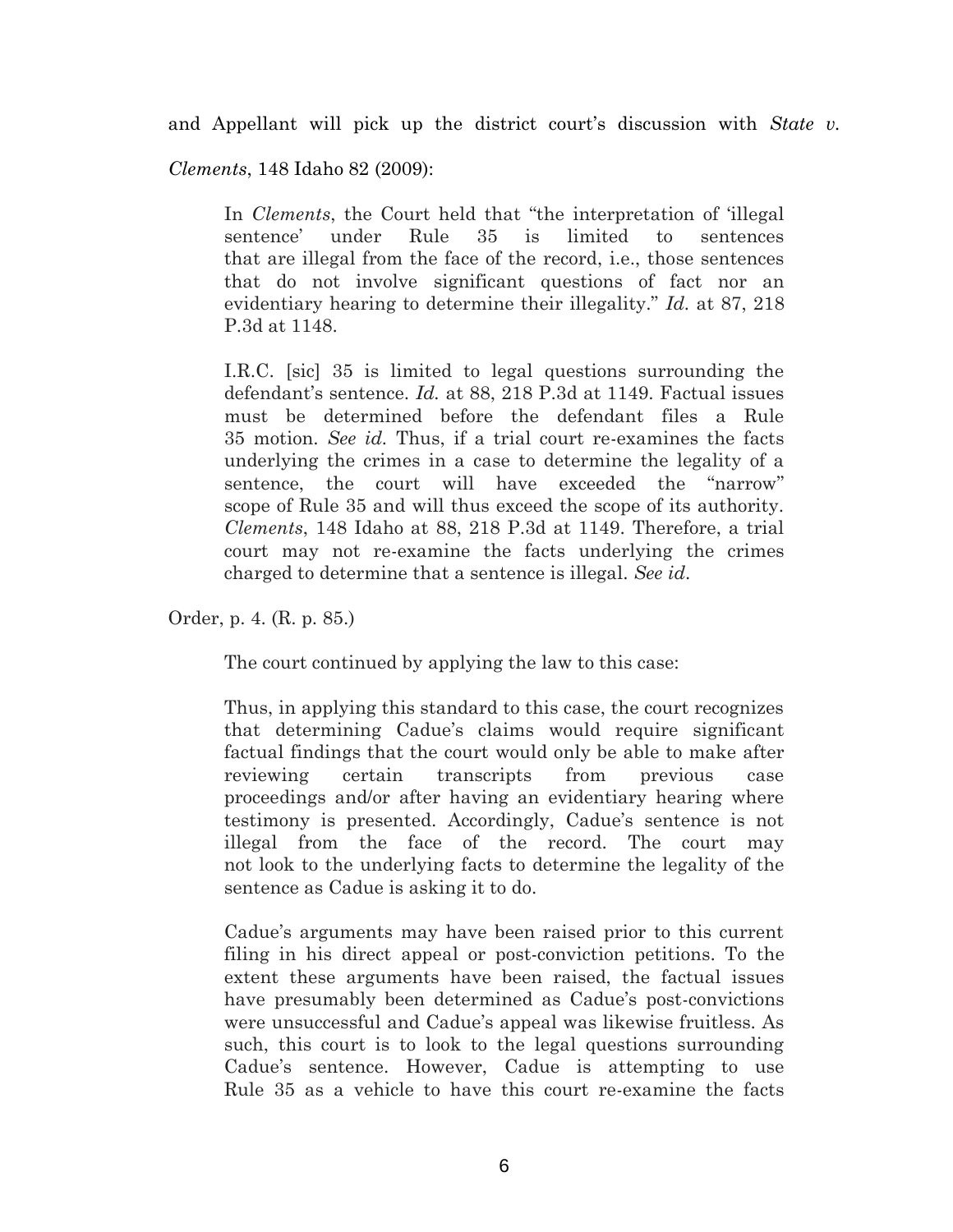and Appellant will pick up the district court's discussion with *State v. Clements*, 148 Idaho 82 (2009):

> In *Clements*, the Court held that "the interpretation of 'illegal sentence' under Rule 35 is limited to sentences that are illegal from the face of the record, i.e., those sentences that do not involve significant questions of fact nor an evidentiary hearing to determine their illegality." *Id.* at 87, 218 P.3d at 1148.
>
> I.R.C. [sic] 35 is limited to legal questions surrounding the defendant's sentence. *Id.* at 88, 218 P.3d at 1149. Factual issues must be determined before the defendant files a Rule 35 motion. *See id.* Thus, if a trial court re-examines the facts underlying the crimes in a case to determine the legality of a sentence, the court will have exceeded the "narrow" scope of Rule 35 and will thus exceed the scope of its authority. *Clements*, 148 Idaho at 88, 218 P.3d at 1149. Therefore, a trial court may not re-examine the facts underlying the crimes charged to determine that a sentence is illegal. *See id.*

Order, p. 4. (R. p. 85.)

The court continued by applying the law to this case:

> Thus, in applying this standard to this case, the court recognizes that determining Cadue's claims would require significant factual findings that the court would only be able to make after reviewing certain transcripts from previous case proceedings and/or after having an evidentiary hearing where testimony is presented. Accordingly, Cadue's sentence is not illegal from the face of the record. The court may not look to the underlying facts to determine the legality of the sentence as Cadue is asking it to do.
>
> Cadue's arguments may have been raised prior to this current filing in his direct appeal or post-conviction petitions. To the extent these arguments have been raised, the factual issues have presumably been determined as Cadue's post-convictions were unsuccessful and Cadue's appeal was likewise fruitless. As such, this court is to look to the legal questions surrounding Cadue's sentence. However, Cadue is attempting to use Rule 35 as a vehicle to have this court re-examine the facts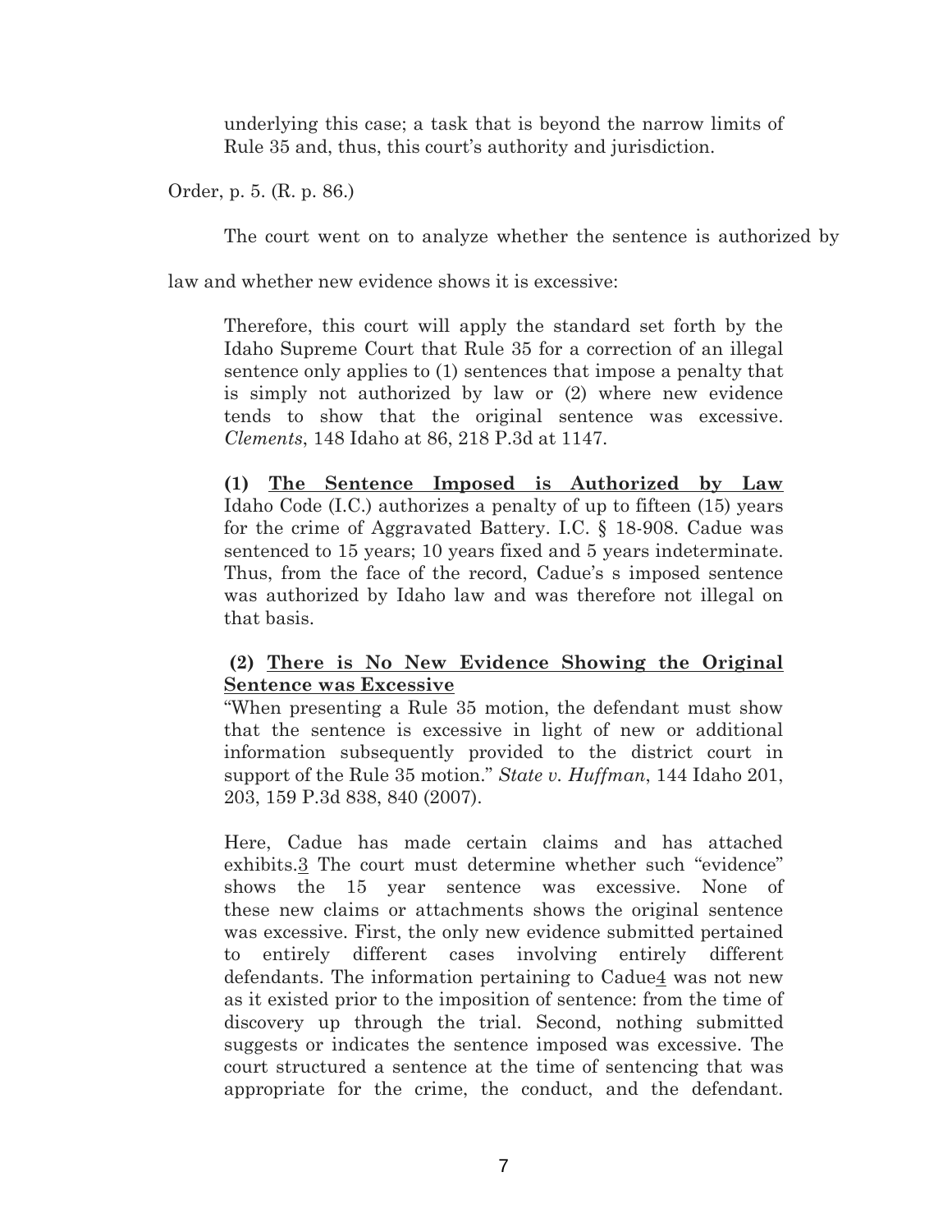> underlying this case; a task that is beyond the narrow limits of Rule 35 and, thus, this court's authority and jurisdiction.

Order, p. 5. (R. p. 86.)

The court went on to analyze whether the sentence is authorized by law and whether new evidence shows it is excessive:

> Therefore, this court will apply the standard set forth by the Idaho Supreme Court that Rule 35 for a correction of an illegal sentence only applies to (1) sentences that impose a penalty that is simply not authorized by law or (2) where new evidence tends to show that the original sentence was excessive. *Clements*, 148 Idaho at 86, 218 P.3d at 1147.
>
> **(1) <u>The Sentence Imposed is Authorized by Law</u>** Idaho Code (I.C.) authorizes a penalty of up to fifteen (15) years for the crime of Aggravated Battery. I.C. § 18-908. Cadue was sentenced to 15 years; 10 years fixed and 5 years indeterminate. Thus, from the face of the record, Cadue's s imposed sentence was authorized by Idaho law and was therefore not illegal on that basis.
>
> **(2) <u>There is No New Evidence Showing the Original Sentence was Excessive</u>**
> "When presenting a Rule 35 motion, the defendant must show that the sentence is excessive in light of new or additional information subsequently provided to the district court in support of the Rule 35 motion." *State v. Huffman*, 144 Idaho 201, 203, 159 P.3d 838, 840 (2007).
>
> Here, Cadue has made certain claims and has attached exhibits.[3] The court must determine whether such "evidence" shows the 15 year sentence was excessive. None of these new claims or attachments shows the original sentence was excessive. First, the only new evidence submitted pertained to entirely different cases involving entirely different defendants. The information pertaining to Cadue[4] was not new as it existed prior to the imposition of sentence: from the time of discovery up through the trial. Second, nothing submitted suggests or indicates the sentence imposed was excessive. The court structured a sentence at the time of sentencing that was appropriate for the crime, the conduct, and the defendant.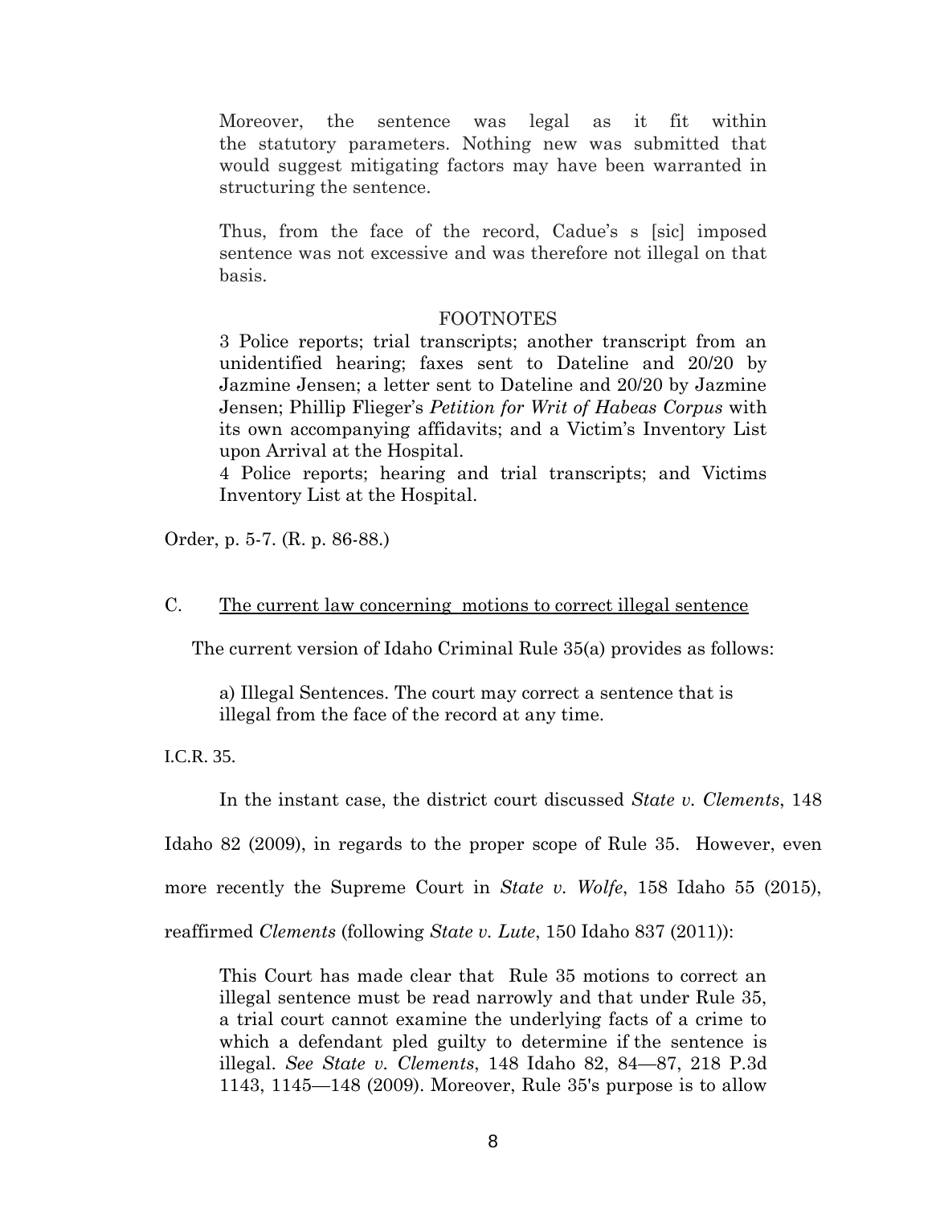> Moreover, the sentence was legal as it fit within the statutory parameters. Nothing new was submitted that would suggest mitigating factors may have been warranted in structuring the sentence.
>
> Thus, from the face of the record, Cadue's s [sic] imposed sentence was not excessive and was therefore not illegal on that basis.
>
> FOOTNOTES
>
> 3 Police reports; trial transcripts; another transcript from an unidentified hearing; faxes sent to Dateline and 20/20 by Jazmine Jensen; a letter sent to Dateline and 20/20 by Jazmine Jensen; Phillip Flieger's *Petition for Writ of Habeas Corpus* with its own accompanying affidavits; and a Victim's Inventory List upon Arrival at the Hospital.
>
> 4 Police reports; hearing and trial transcripts; and Victims Inventory List at the Hospital.

Order, p. 5-7. (R. p. 86-88.)

C. <u>The current law concerning motions to correct illegal sentence</u>

The current version of Idaho Criminal Rule 35(a) provides as follows:

> a) Illegal Sentences. The court may correct a sentence that is illegal from the face of the record at any time.

I.C.R. 35.

In the instant case, the district court discussed *State v. Clements*, 148 Idaho 82 (2009), in regards to the proper scope of Rule 35. However, even more recently the Supreme Court in *State v. Wolfe*, 158 Idaho 55 (2015), reaffirmed *Clements* (following *State v. Lute*, 150 Idaho 837 (2011)):

> This Court has made clear that Rule 35 motions to correct an illegal sentence must be read narrowly and that under Rule 35, a trial court cannot examine the underlying facts of a crime to which a defendant pled guilty to determine if the sentence is illegal. *See State v. Clements*, 148 Idaho 82, 84—87, 218 P.3d 1143, 1145—148 (2009). Moreover, Rule 35's purpose is to allow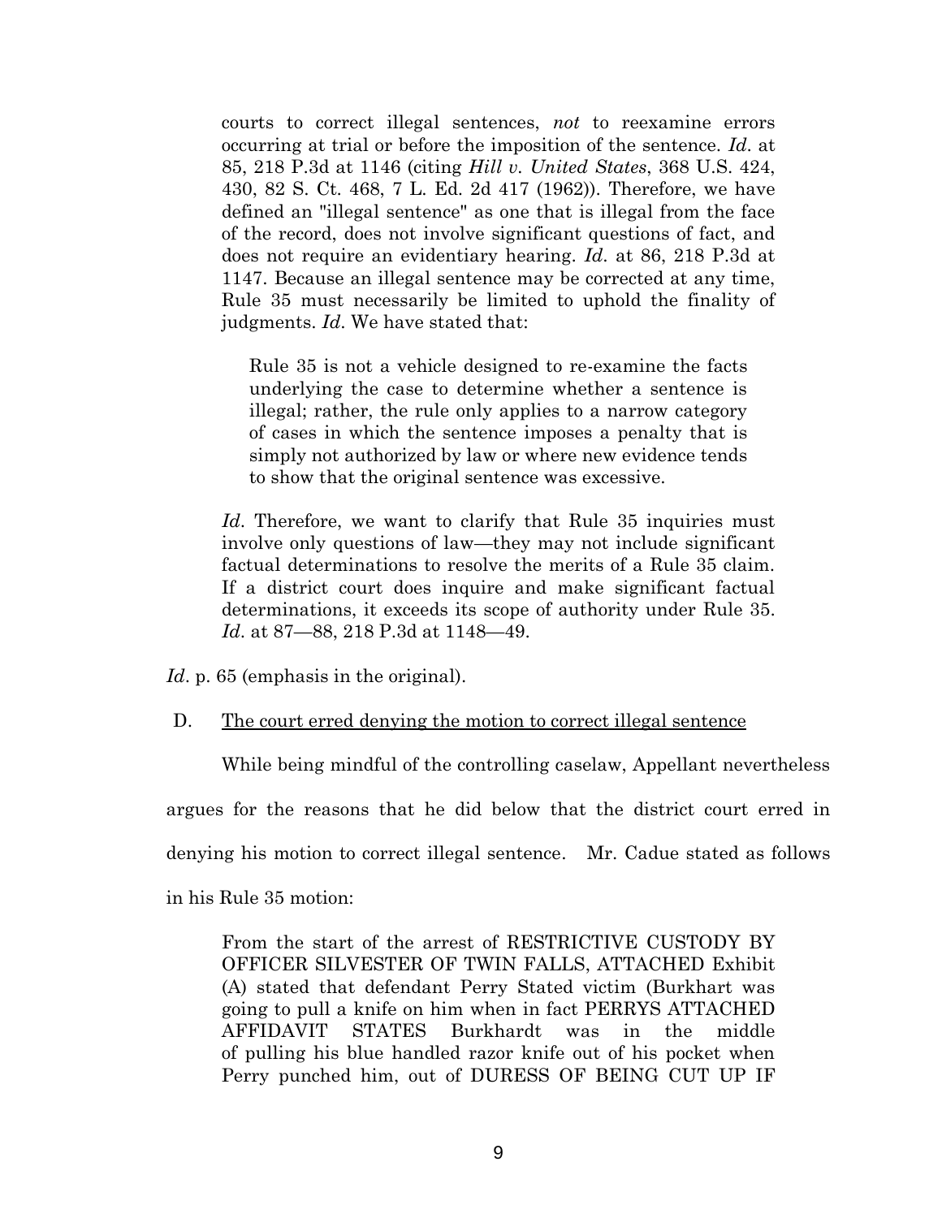courts to correct illegal sentences, *not* to reexamine errors occurring at trial or before the imposition of the sentence. *Id*. at 85, 218 P.3d at 1146 (citing *Hill v. United States*, 368 U.S. 424, 430, 82 S. Ct. 468, 7 L. Ed. 2d 417 (1962)). Therefore, we have defined an "illegal sentence" as one that is illegal from the face of the record, does not involve significant questions of fact, and does not require an evidentiary hearing. *Id*. at 86, 218 P.3d at 1147. Because an illegal sentence may be corrected at any time, Rule 35 must necessarily be limited to uphold the finality of judgments. *Id*. We have stated that:

> Rule 35 is not a vehicle designed to re-examine the facts underlying the case to determine whether a sentence is illegal; rather, the rule only applies to a narrow category of cases in which the sentence imposes a penalty that is simply not authorized by law or where new evidence tends to show that the original sentence was excessive.

*Id*. Therefore, we want to clarify that Rule 35 inquiries must involve only questions of law—they may not include significant factual determinations to resolve the merits of a Rule 35 claim. If a district court does inquire and make significant factual determinations, it exceeds its scope of authority under Rule 35. *Id*. at 87—88, 218 P.3d at 1148—49.

*Id*. p. 65 (emphasis in the original).

D. The court erred denying the motion to correct illegal sentence

While being mindful of the controlling caselaw, Appellant nevertheless argues for the reasons that he did below that the district court erred in denying his motion to correct illegal sentence. Mr. Cadue stated as follows in his Rule 35 motion:

> From the start of the arrest of RESTRICTIVE CUSTODY BY OFFICER SILVESTER OF TWIN FALLS, ATTACHED Exhibit (A) stated that defendant Perry Stated victim (Burkhart was going to pull a knife on him when in fact PERRYS ATTACHED AFFIDAVIT STATES Burkhardt was in the middle of pulling his blue handled razor knife out of his pocket when Perry punched him, out of DURESS OF BEING CUT UP IF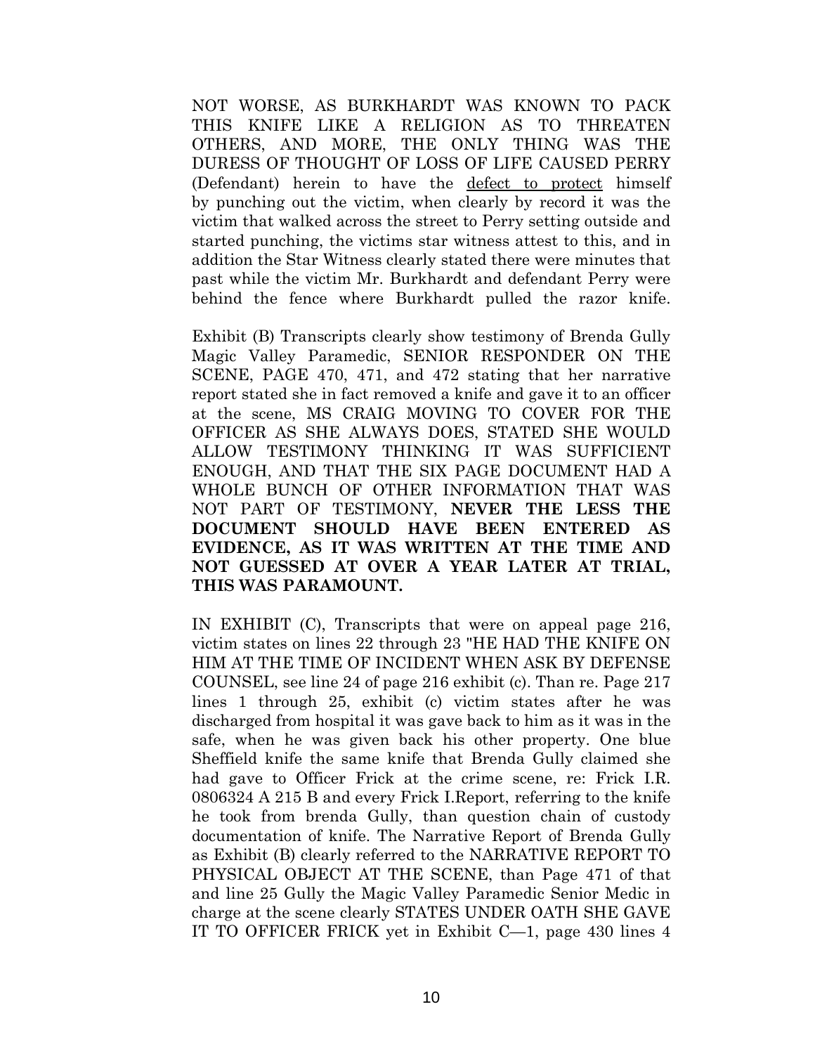NOT WORSE, AS BURKHARDT WAS KNOWN TO PACK THIS KNIFE LIKE A RELIGION AS TO THREATEN OTHERS, AND MORE, THE ONLY THING WAS THE DURESS OF THOUGHT OF LOSS OF LIFE CAUSED PERRY (Defendant) herein to have the <u>defect to protect</u> himself by punching out the victim, when clearly by record it was the victim that walked across the street to Perry setting outside and started punching, the victims star witness attest to this, and in addition the Star Witness clearly stated there were minutes that past while the victim Mr. Burkhardt and defendant Perry were behind the fence where Burkhardt pulled the razor knife.

Exhibit (B) Transcripts clearly show testimony of Brenda Gully Magic Valley Paramedic, SENIOR RESPONDER ON THE SCENE, PAGE 470, 471, and 472 stating that her narrative report stated she in fact removed a knife and gave it to an officer at the scene, MS CRAIG MOVING TO COVER FOR THE OFFICER AS SHE ALWAYS DOES, STATED SHE WOULD ALLOW TESTIMONY THINKING IT WAS SUFFICIENT ENOUGH, AND THAT THE SIX PAGE DOCUMENT HAD A WHOLE BUNCH OF OTHER INFORMATION THAT WAS NOT PART OF TESTIMONY, **NEVER THE LESS THE DOCUMENT SHOULD HAVE BEEN ENTERED AS EVIDENCE, AS IT WAS WRITTEN AT THE TIME AND NOT GUESSED AT OVER A YEAR LATER AT TRIAL, THIS WAS PARAMOUNT.**

IN EXHIBIT (C), Transcripts that were on appeal page 216, victim states on lines 22 through 23 "HE HAD THE KNIFE ON HIM AT THE TIME OF INCIDENT WHEN ASK BY DEFENSE COUNSEL, see line 24 of page 216 exhibit (c). Than re. Page 217 lines 1 through 25, exhibit (c) victim states after he was discharged from hospital it was gave back to him as it was in the safe, when he was given back his other property. One blue Sheffield knife the same knife that Brenda Gully claimed she had gave to Officer Frick at the crime scene, re: Frick I.R. 0806324 A 215 B and every Frick I.Report, referring to the knife he took from brenda Gully, than question chain of custody documentation of knife. The Narrative Report of Brenda Gully as Exhibit (B) clearly referred to the NARRATIVE REPORT TO PHYSICAL OBJECT AT THE SCENE, than Page 471 of that and line 25 Gully the Magic Valley Paramedic Senior Medic in charge at the scene clearly STATES UNDER OATH SHE GAVE IT TO OFFICER FRICK yet in Exhibit C—1, page 430 lines 4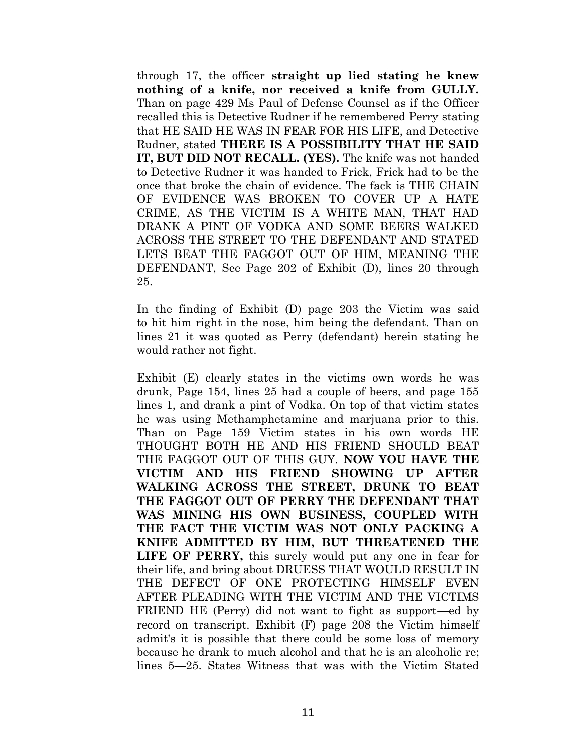through 17, the officer **straight up lied stating he knew nothing of a knife, nor received a knife from GULLY.** Than on page 429 Ms Paul of Defense Counsel as if the Officer recalled this is Detective Rudner if he remembered Perry stating that HE SAID HE WAS IN FEAR FOR HIS LIFE, and Detective Rudner, stated **THERE IS A POSSIBILITY THAT HE SAID IT, BUT DID NOT RECALL. (YES).** The knife was not handed to Detective Rudner it was handed to Frick, Frick had to be the once that broke the chain of evidence. The fack is THE CHAIN OF EVIDENCE WAS BROKEN TO COVER UP A HATE CRIME, AS THE VICTIM IS A WHITE MAN, THAT HAD DRANK A PINT OF VODKA AND SOME BEERS WALKED ACROSS THE STREET TO THE DEFENDANT AND STATED LETS BEAT THE FAGGOT OUT OF HIM, MEANING THE DEFENDANT, See Page 202 of Exhibit (D), lines 20 through 25.

In the finding of Exhibit (D) page 203 the Victim was said to hit him right in the nose, him being the defendant. Than on lines 21 it was quoted as Perry (defendant) herein stating he would rather not fight.

Exhibit (E) clearly states in the victims own words he was drunk, Page 154, lines 25 had a couple of beers, and page 155 lines 1, and drank a pint of Vodka. On top of that victim states he was using Methamphetamine and marjuana prior to this. Than on Page 159 Victim states in his own words HE THOUGHT BOTH HE AND HIS FRIEND SHOULD BEAT THE FAGGOT OUT OF THIS GUY. **NOW YOU HAVE THE VICTIM AND HIS FRIEND SHOWING UP AFTER WALKING ACROSS THE STREET, DRUNK TO BEAT THE FAGGOT OUT OF PERRY THE DEFENDANT THAT WAS MINING HIS OWN BUSINESS, COUPLED WITH THE FACT THE VICTIM WAS NOT ONLY PACKING A KNIFE ADMITTED BY HIM, BUT THREATENED THE LIFE OF PERRY,** this surely would put any one in fear for their life, and bring about DRUESS THAT WOULD RESULT IN THE DEFECT OF ONE PROTECTING HIMSELF EVEN AFTER PLEADING WITH THE VICTIM AND THE VICTIMS FRIEND HE (Perry) did not want to fight as support—ed by record on transcript. Exhibit (F) page 208 the Victim himself admit's it is possible that there could be some loss of memory because he drank to much alcohol and that he is an alcoholic re; lines 5—25. States Witness that was with the Victim Stated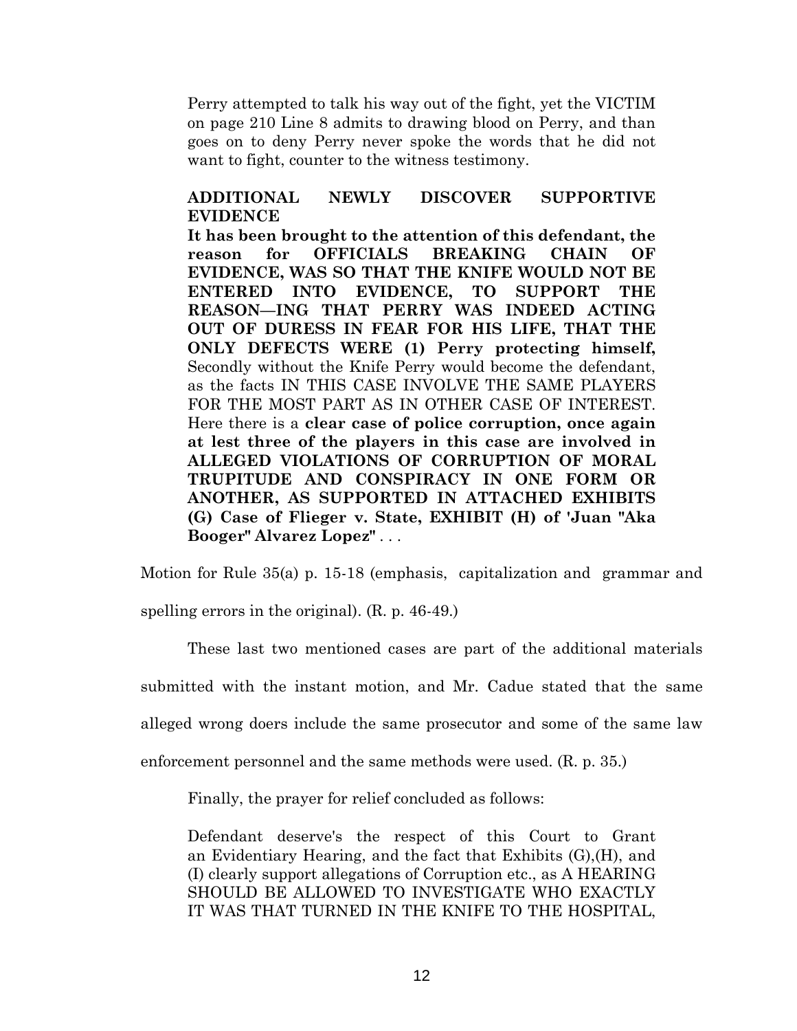> Perry attempted to talk his way out of the fight, yet the VICTIM on page 210 Line 8 admits to drawing blood on Perry, and than goes on to deny Perry never spoke the words that he did not want to fight, counter to the witness testimony.
>
> **ADDITIONAL NEWLY DISCOVER SUPPORTIVE EVIDENCE**
>
> **It has been brought to the attention of this defendant, the reason for OFFICIALS BREAKING CHAIN OF EVIDENCE, WAS SO THAT THE KNIFE WOULD NOT BE ENTERED INTO EVIDENCE, TO SUPPORT THE REASON—ING THAT PERRY WAS INDEED ACTING OUT OF DURESS IN FEAR FOR HIS LIFE, THAT THE ONLY DEFECTS WERE (1) Perry protecting himself,** Secondly without the Knife Perry would become the defendant, as the facts IN THIS CASE INVOLVE THE SAME PLAYERS FOR THE MOST PART AS IN OTHER CASE OF INTEREST. Here there is a **clear case of police corruption, once again at lest three of the players in this case are involved in ALLEGED VIOLATIONS OF CORRUPTION OF MORAL TRUPITUDE AND CONSPIRACY IN ONE FORM OR ANOTHER, AS SUPPORTED IN ATTACHED EXHIBITS (G) Case of Flieger v. State, EXHIBIT (H) of 'Juan "Aka Booger" Alvarez Lopez"** . . .

Motion for Rule 35(a) p. 15-18 (emphasis, capitalization and grammar and spelling errors in the original). (R. p. 46-49.)

These last two mentioned cases are part of the additional materials submitted with the instant motion, and Mr. Cadue stated that the same alleged wrong doers include the same prosecutor and some of the same law enforcement personnel and the same methods were used. (R. p. 35.)

Finally, the prayer for relief concluded as follows:

> Defendant deserve's the respect of this Court to Grant an Evidentiary Hearing, and the fact that Exhibits (G),(H), and (I) clearly support allegations of Corruption etc., as A HEARING SHOULD BE ALLOWED TO INVESTIGATE WHO EXACTLY IT WAS THAT TURNED IN THE KNIFE TO THE HOSPITAL,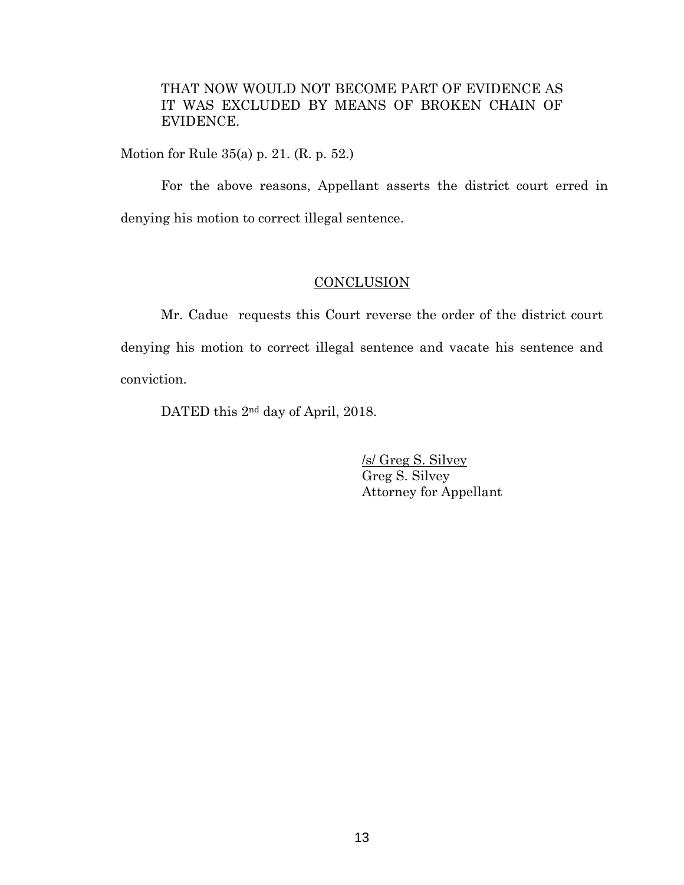> THAT NOW WOULD NOT BECOME PART OF EVIDENCE AS IT WAS EXCLUDED BY MEANS OF BROKEN CHAIN OF EVIDENCE.

Motion for Rule 35(a) p. 21. (R. p. 52.)

For the above reasons, Appellant asserts the district court erred in denying his motion to correct illegal sentence.

## CONCLUSION

Mr. Cadue requests this Court reverse the order of the district court denying his motion to correct illegal sentence and vacate his sentence and conviction.

DATED this 2nd day of April, 2018.

/s/ Greg S. Silvey
Greg S. Silvey
Attorney for Appellant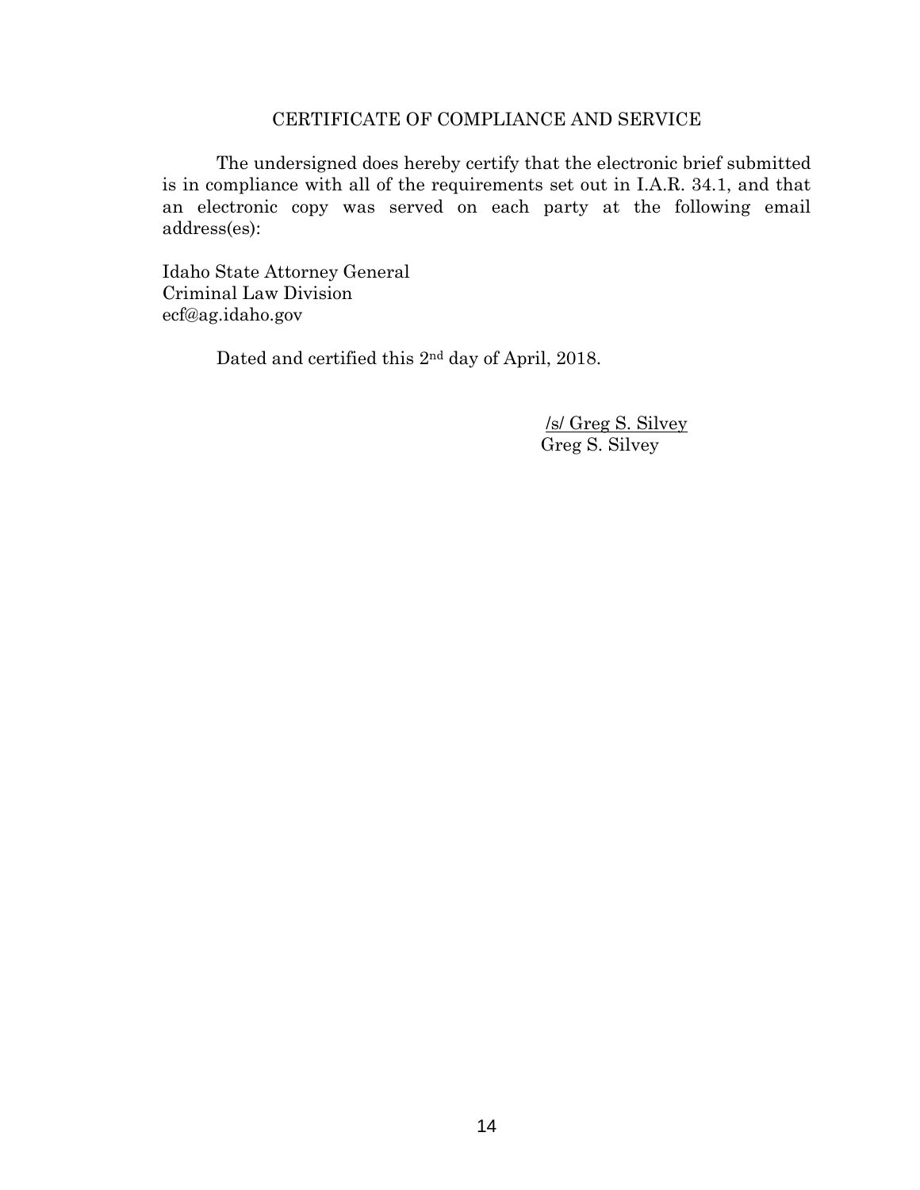## CERTIFICATE OF COMPLIANCE AND SERVICE

The undersigned does hereby certify that the electronic brief submitted is in compliance with all of the requirements set out in I.A.R. 34.1, and that an electronic copy was served on each party at the following email address(es):

Idaho State Attorney General
Criminal Law Division
ecf@ag.idaho.gov

Dated and certified this 2nd day of April, 2018.

/s/ Greg S. Silvey
Greg S. Silvey